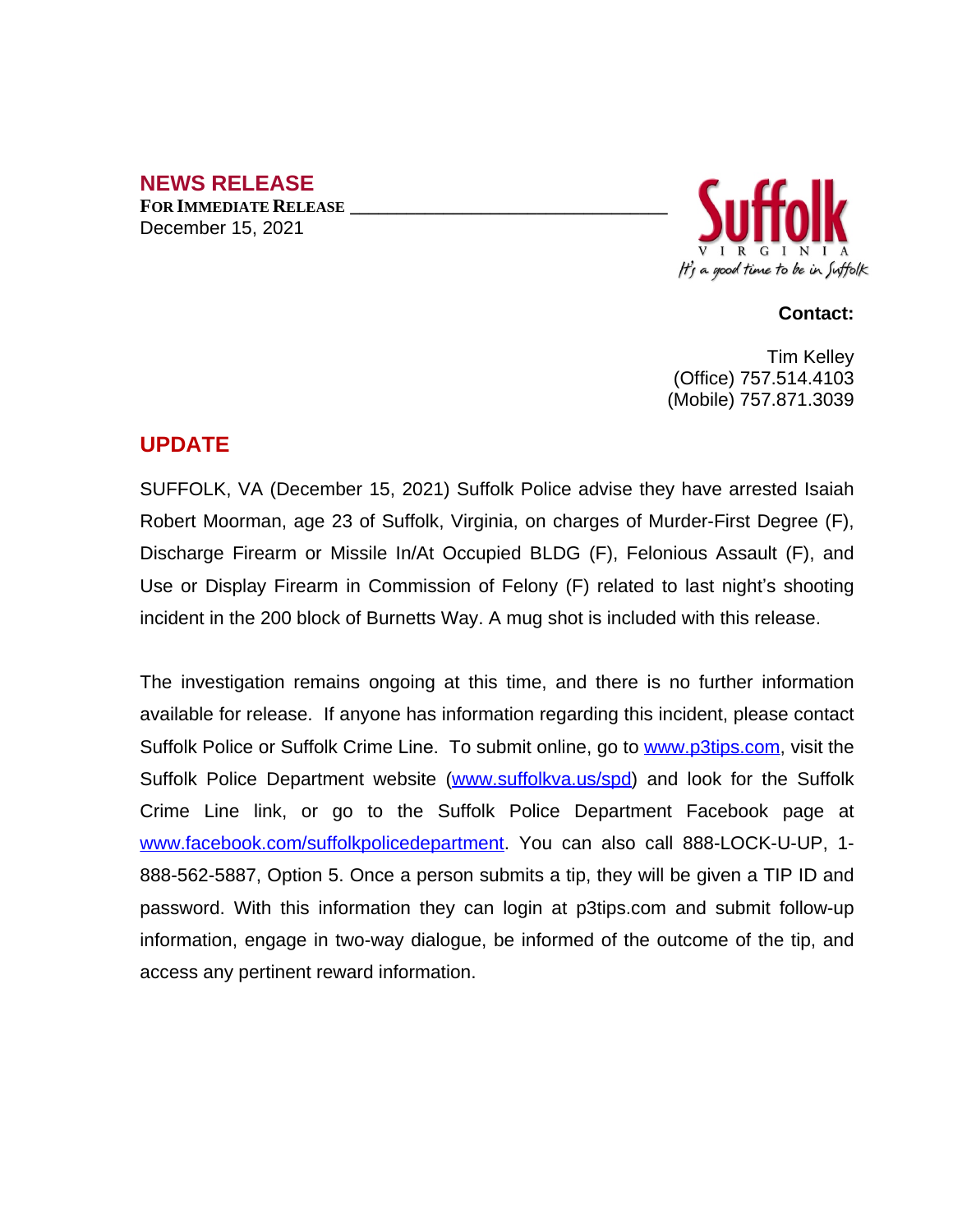## NEWS RELEASE

**FOR IMMEDIATE RELEASE**
December 15, 2021

Suffolk
VIRGINIA
It's a good time to be in Suffolk

**Contact:**

Tim Kelley
(Office) 757.514.4103
(Mobile) 757.871.3039

## UPDATE

SUFFOLK, VA (December 15, 2021) Suffolk Police advise they have arrested Isaiah Robert Moorman, age 23 of Suffolk, Virginia, on charges of Murder-First Degree (F), Discharge Firearm or Missile In/At Occupied BLDG (F), Felonious Assault (F), and Use or Display Firearm in Commission of Felony (F) related to last night's shooting incident in the 200 block of Burnetts Way. A mug shot is included with this release.

The investigation remains ongoing at this time, and there is no further information available for release. If anyone has information regarding this incident, please contact Suffolk Police or Suffolk Crime Line. To submit online, go to www.p3tips.com, visit the Suffolk Police Department website (www.suffolkva.us/spd) and look for the Suffolk Crime Line link, or go to the Suffolk Police Department Facebook page at www.facebook.com/suffolkpolicedepartment. You can also call 888-LOCK-U-UP, 1-888-562-5887, Option 5. Once a person submits a tip, they will be given a TIP ID and password. With this information they can login at p3tips.com and submit follow-up information, engage in two-way dialogue, be informed of the outcome of the tip, and access any pertinent reward information.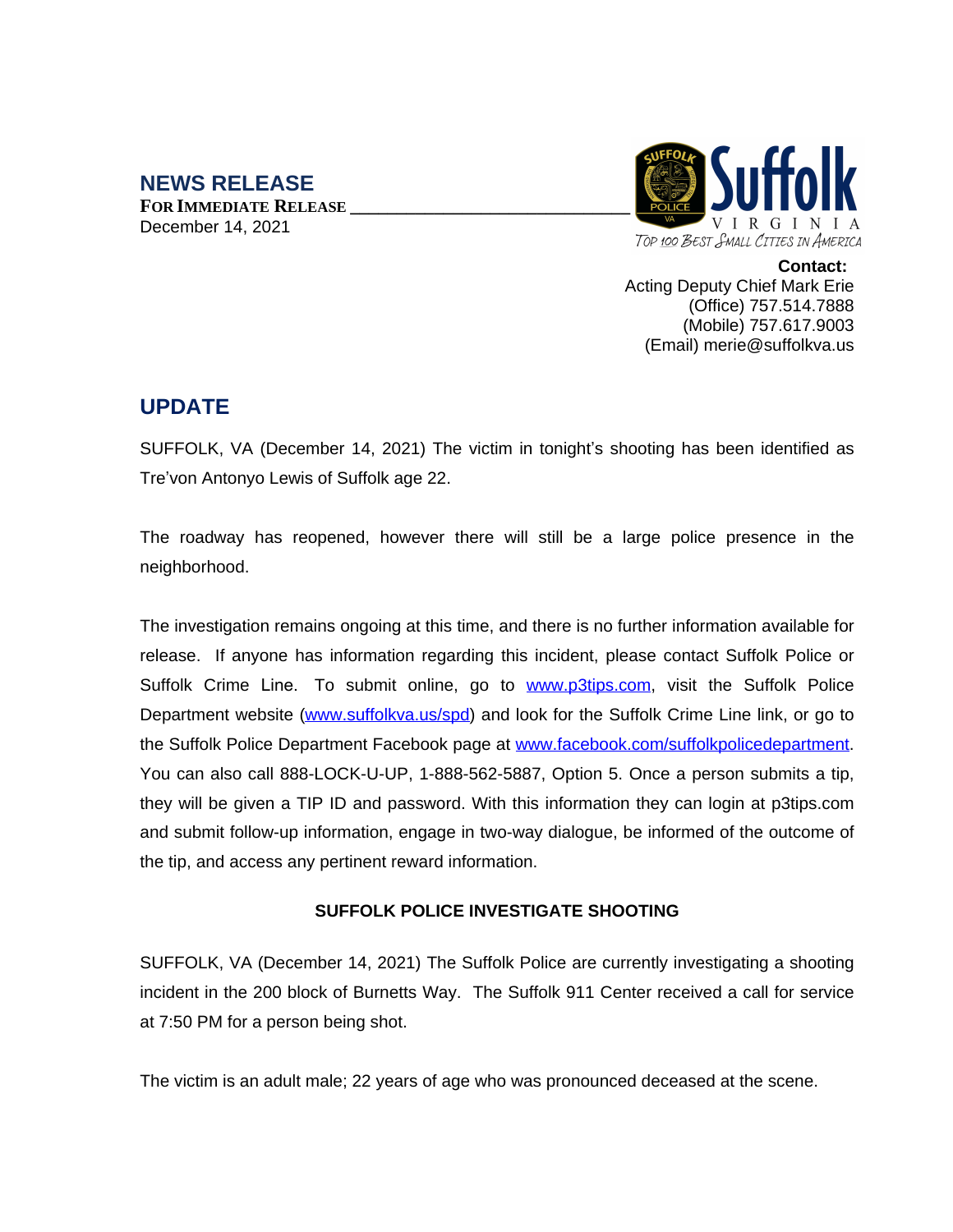## NEWS RELEASE

**FOR IMMEDIATE RELEASE**
December 14, 2021

**Contact:**
Acting Deputy Chief Mark Erie
(Office) 757.514.7888
(Mobile) 757.617.9003
(Email) merie@suffolkva.us

## UPDATE

SUFFOLK, VA (December 14, 2021) The victim in tonight's shooting has been identified as Tre'von Antonyo Lewis of Suffolk age 22.

The roadway has reopened, however there will still be a large police presence in the neighborhood.

The investigation remains ongoing at this time, and there is no further information available for release. If anyone has information regarding this incident, please contact Suffolk Police or Suffolk Crime Line. To submit online, go to www.p3tips.com, visit the Suffolk Police Department website (www.suffolkva.us/spd) and look for the Suffolk Crime Line link, or go to the Suffolk Police Department Facebook page at www.facebook.com/suffolkpolicedepartment. You can also call 888-LOCK-U-UP, 1-888-562-5887, Option 5. Once a person submits a tip, they will be given a TIP ID and password. With this information they can login at p3tips.com and submit follow-up information, engage in two-way dialogue, be informed of the outcome of the tip, and access any pertinent reward information.

### SUFFOLK POLICE INVESTIGATE SHOOTING

SUFFOLK, VA (December 14, 2021) The Suffolk Police are currently investigating a shooting incident in the 200 block of Burnetts Way. The Suffolk 911 Center received a call for service at 7:50 PM for a person being shot.

The victim is an adult male; 22 years of age who was pronounced deceased at the scene.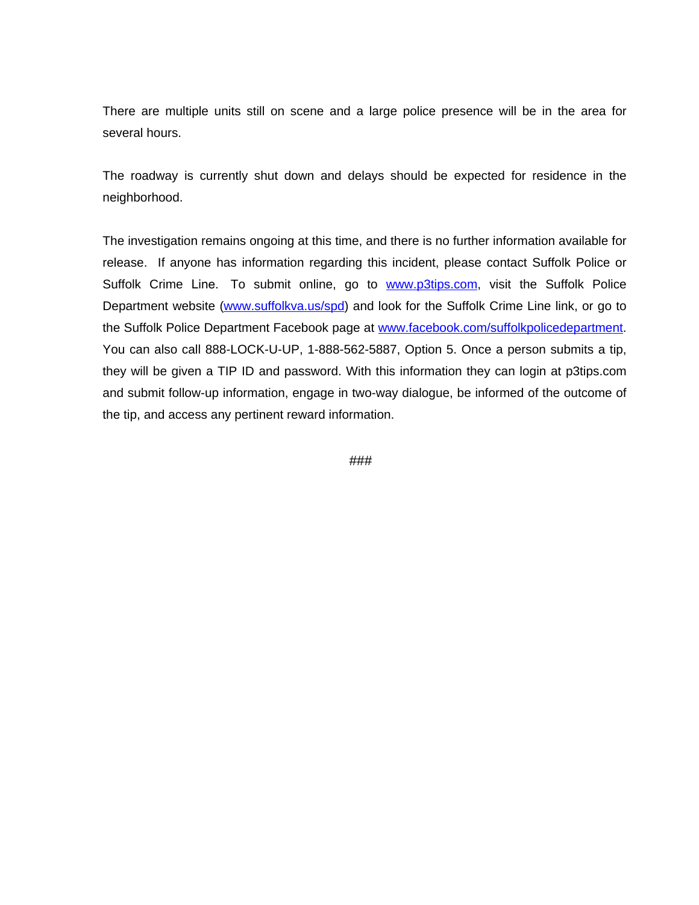There are multiple units still on scene and a large police presence will be in the area for several hours.

The roadway is currently shut down and delays should be expected for residence in the neighborhood.

The investigation remains ongoing at this time, and there is no further information available for release. If anyone has information regarding this incident, please contact Suffolk Police or Suffolk Crime Line. To submit online, go to www.p3tips.com, visit the Suffolk Police Department website (www.suffolkva.us/spd) and look for the Suffolk Crime Line link, or go to the Suffolk Police Department Facebook page at www.facebook.com/suffolkpolicedepartment. You can also call 888-LOCK-U-UP, 1-888-562-5887, Option 5. Once a person submits a tip, they will be given a TIP ID and password. With this information they can login at p3tips.com and submit follow-up information, engage in two-way dialogue, be informed of the outcome of the tip, and access any pertinent reward information.

###